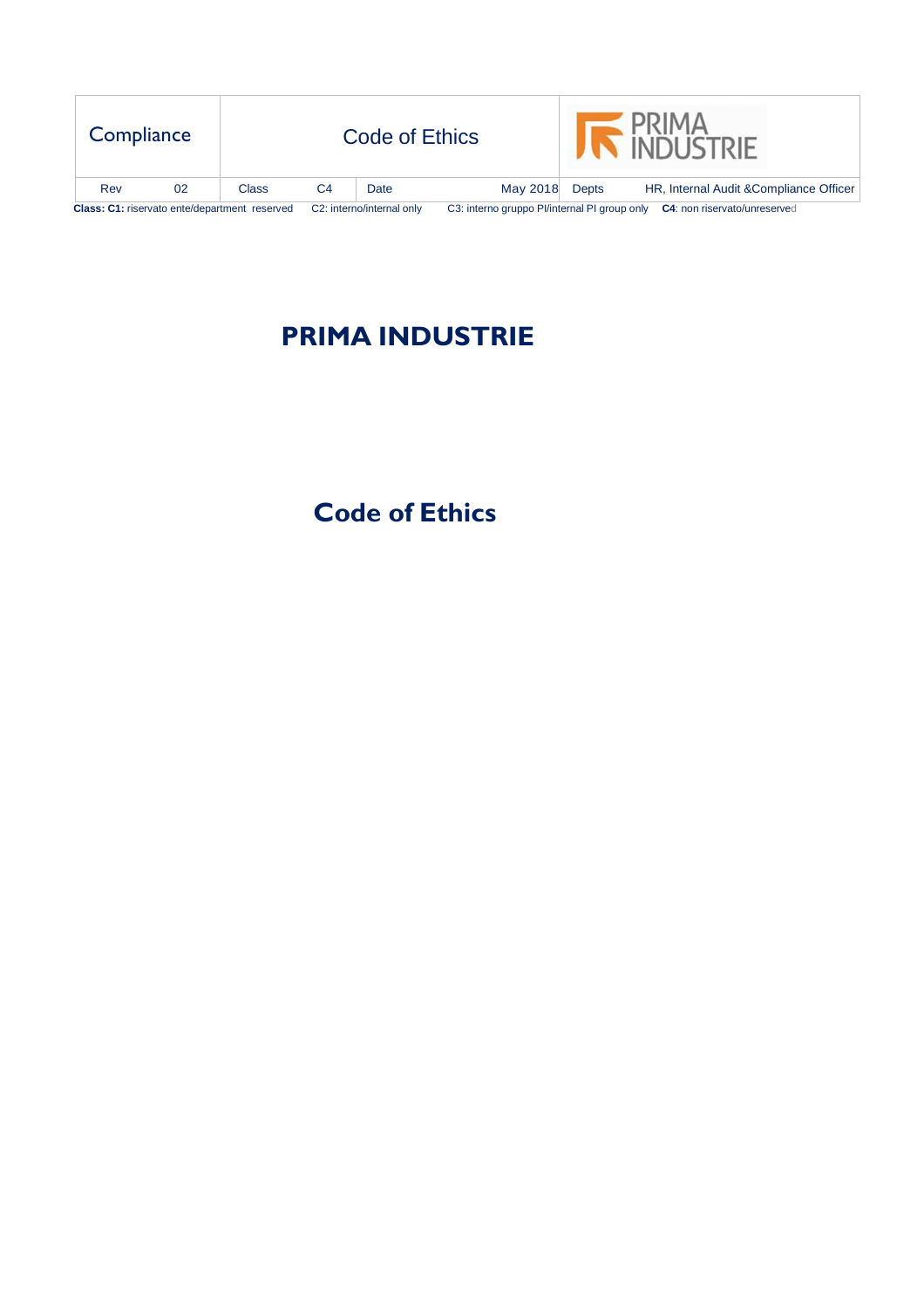| Compliance | Code of Ethics | | | | PRIMA INDUSTRIE | |
|---|---|---|---|---|---|---|
| Rev | 02 | Class | C4 | Date | May 2018 | Depts | HR, Internal Audit &Compliance Officer |

**Class: C1:** riservato ente/department reserved C2: interno/internal only C3: interno gruppo PI/internal PI group only **C4**: non riservato/unreserved

# PRIMA INDUSTRIE

## Code of Ethics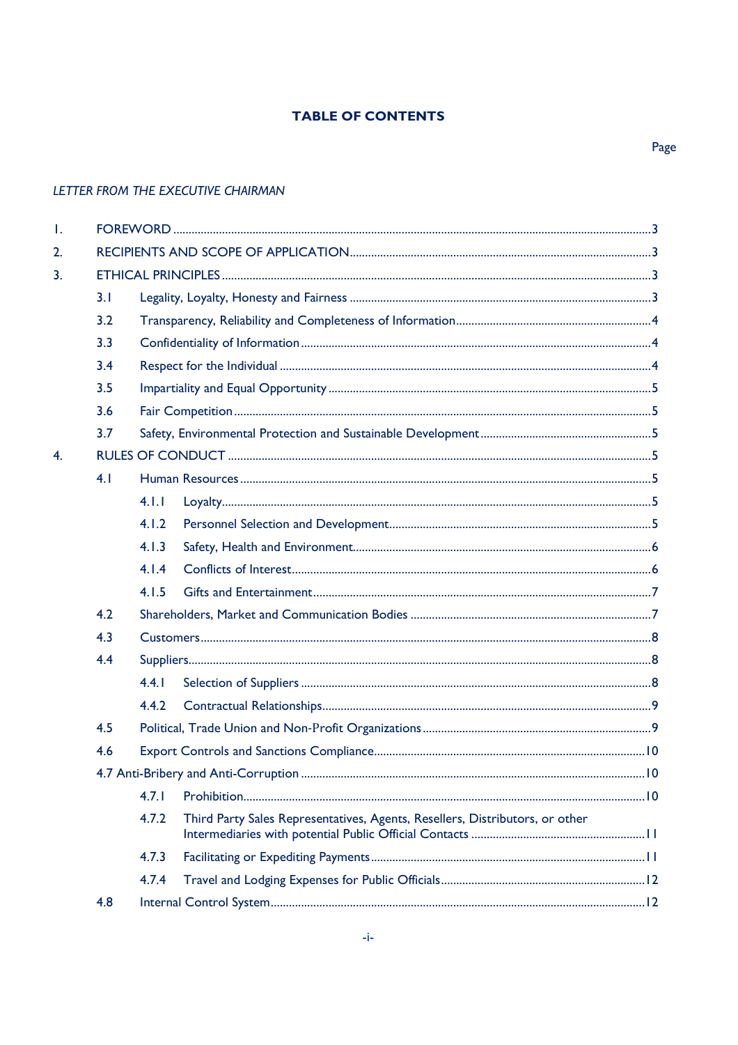# TABLE OF CONTENTS

Page

*LETTER FROM THE EXECUTIVE CHAIRMAN*

1. FOREWORD ........................................ 3
2. RECIPIENTS AND SCOPE OF APPLICATION ........................................ 3
3. ETHICAL PRINCIPLES ........................................ 3
   - 3.1 Legality, Loyalty, Honesty and Fairness ........................................ 3
   - 3.2 Transparency, Reliability and Completeness of Information ........................................ 4
   - 3.3 Confidentiality of Information ........................................ 4
   - 3.4 Respect for the Individual ........................................ 4
   - 3.5 Impartiality and Equal Opportunity ........................................ 5
   - 3.6 Fair Competition ........................................ 5
   - 3.7 Safety, Environmental Protection and Sustainable Development ........................................ 5
4. RULES OF CONDUCT ........................................ 5
   - 4.1 Human Resources ........................................ 5
     - 4.1.1 Loyalty ........................................ 5
     - 4.1.2 Personnel Selection and Development ........................................ 5
     - 4.1.3 Safety, Health and Environment ........................................ 6
     - 4.1.4 Conflicts of Interest ........................................ 6
     - 4.1.5 Gifts and Entertainment ........................................ 7
   - 4.2 Shareholders, Market and Communication Bodies ........................................ 7
   - 4.3 Customers ........................................ 8
   - 4.4 Suppliers ........................................ 8
     - 4.4.1 Selection of Suppliers ........................................ 8
     - 4.4.2 Contractual Relationships ........................................ 9
   - 4.5 Political, Trade Union and Non-Profit Organizations ........................................ 9
   - 4.6 Export Controls and Sanctions Compliance ........................................ 10
   - 4.7 Anti-Bribery and Anti-Corruption ........................................ 10
     - 4.7.1 Prohibition ........................................ 10
     - 4.7.2 Third Party Sales Representatives, Agents, Resellers, Distributors, or other Intermediaries with potential Public Official Contacts ........................................ 11
     - 4.7.3 Facilitating or Expediting Payments ........................................ 11
     - 4.7.4 Travel and Lodging Expenses for Public Officials ........................................ 12
   - 4.8 Internal Control System ........................................ 12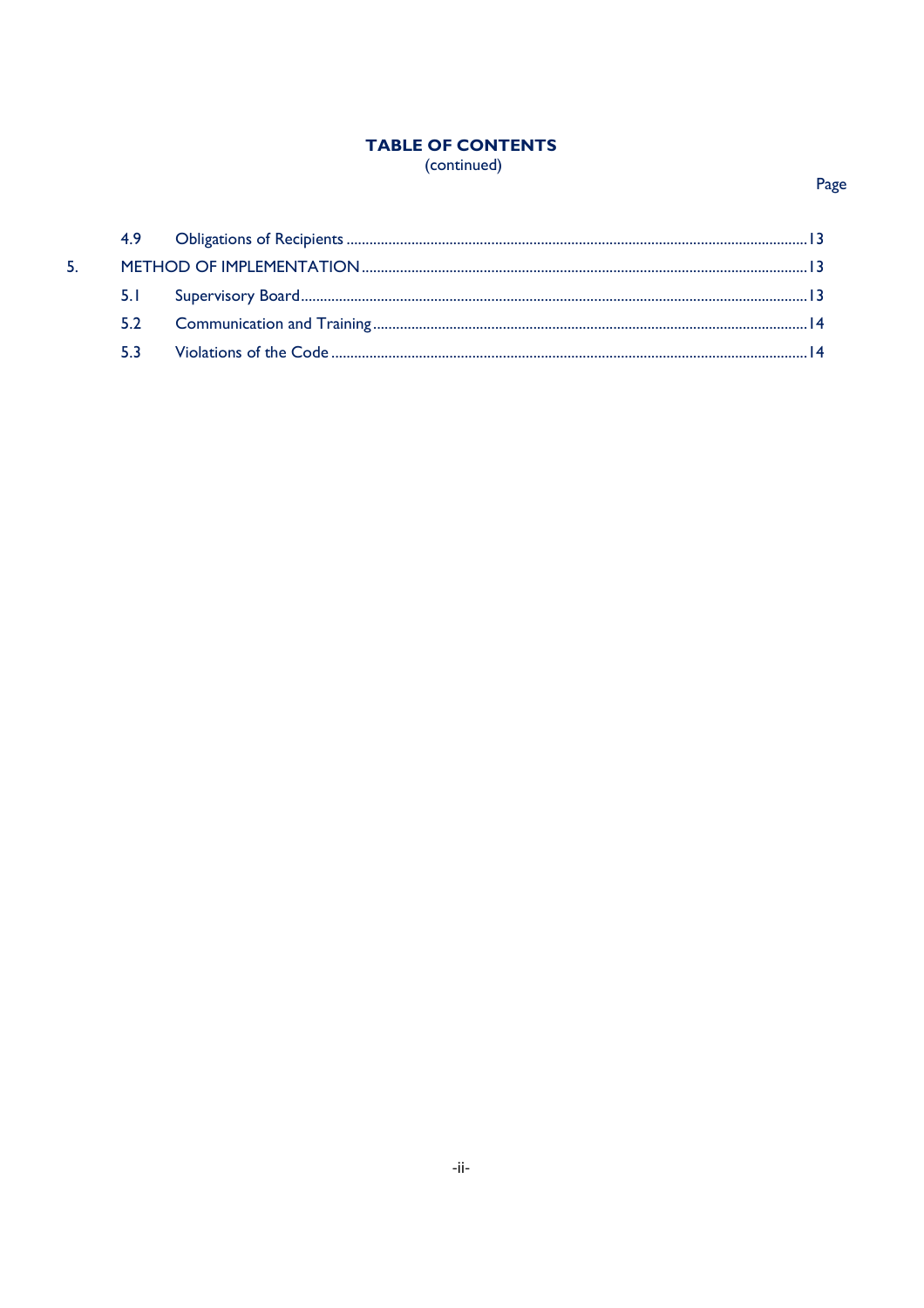**TABLE OF CONTENTS**
(continued)

| | | Page |
|---|---|---|
| 4.9 | Obligations of Recipients | 13 |
| 5. | METHOD OF IMPLEMENTATION | 13 |
| 5.1 | Supervisory Board | 13 |
| 5.2 | Communication and Training | 14 |
| 5.3 | Violations of the Code | 14 |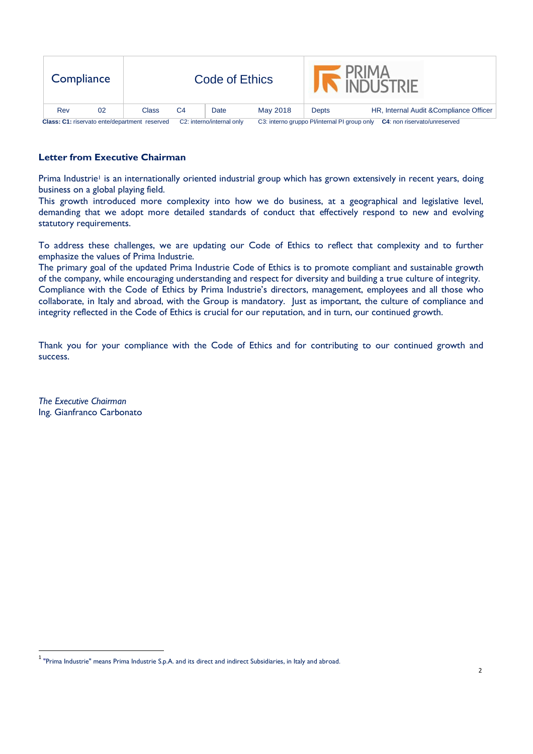## Letter from Executive Chairman

Prima Industrie[1] is an internationally oriented industrial group which has grown extensively in recent years, doing business on a global playing field.
This growth introduced more complexity into how we do business, at a geographical and legislative level, demanding that we adopt more detailed standards of conduct that effectively respond to new and evolving statutory requirements.

To address these challenges, we are updating our Code of Ethics to reflect that complexity and to further emphasize the values of Prima Industrie.
The primary goal of the updated Prima Industrie Code of Ethics is to promote compliant and sustainable growth of the company, while encouraging understanding and respect for diversity and building a true culture of integrity.
Compliance with the Code of Ethics by Prima Industrie's directors, management, employees and all those who collaborate, in Italy and abroad, with the Group is mandatory. Just as important, the culture of compliance and integrity reflected in the Code of Ethics is crucial for our reputation, and in turn, our continued growth.

Thank you for your compliance with the Code of Ethics and for contributing to our continued growth and success.

*The Executive Chairman*
Ing. Gianfranco Carbonato

[1] "Prima Industrie" means Prima Industrie S.p.A. and its direct and indirect Subsidiaries, in Italy and abroad.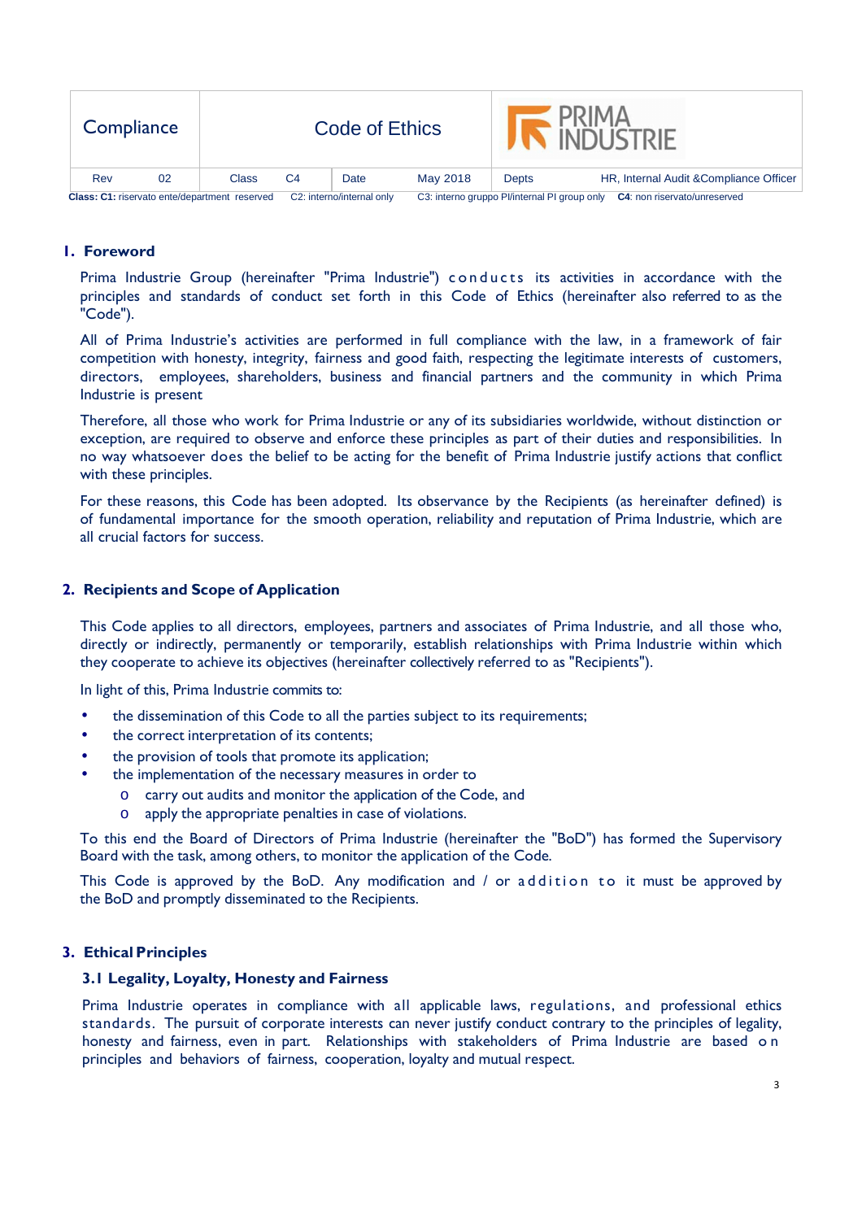## 1. Foreword

Prima Industrie Group (hereinafter "Prima Industrie") conducts its activities in accordance with the principles and standards of conduct set forth in this Code of Ethics (hereinafter also referred to as the "Code").

All of Prima Industrie's activities are performed in full compliance with the law, in a framework of fair competition with honesty, integrity, fairness and good faith, respecting the legitimate interests of customers, directors, employees, shareholders, business and financial partners and the community in which Prima Industrie is present

Therefore, all those who work for Prima Industrie or any of its subsidiaries worldwide, without distinction or exception, are required to observe and enforce these principles as part of their duties and responsibilities. In no way whatsoever does the belief to be acting for the benefit of Prima Industrie justify actions that conflict with these principles.

For these reasons, this Code has been adopted. Its observance by the Recipients (as hereinafter defined) is of fundamental importance for the smooth operation, reliability and reputation of Prima Industrie, which are all crucial factors for success.

## 2. Recipients and Scope of Application

This Code applies to all directors, employees, partners and associates of Prima Industrie, and all those who, directly or indirectly, permanently or temporarily, establish relationships with Prima Industrie within which they cooperate to achieve its objectives (hereinafter collectively referred to as "Recipients").

In light of this, Prima Industrie commits to:

- the dissemination of this Code to all the parties subject to its requirements;
- the correct interpretation of its contents;
- the provision of tools that promote its application;
- the implementation of the necessary measures in order to
  - carry out audits and monitor the application of the Code, and
  - apply the appropriate penalties in case of violations.

To this end the Board of Directors of Prima Industrie (hereinafter the "BoD") has formed the Supervisory Board with the task, among others, to monitor the application of the Code.

This Code is approved by the BoD. Any modification and / or addition to it must be approved by the BoD and promptly disseminated to the Recipients.

## 3. Ethical Principles

### 3.1 Legality, Loyalty, Honesty and Fairness

Prima Industrie operates in compliance with all applicable laws, regulations, and professional ethics standards. The pursuit of corporate interests can never justify conduct contrary to the principles of legality, honesty and fairness, even in part. Relationships with stakeholders of Prima Industrie are based on principles and behaviors of fairness, cooperation, loyalty and mutual respect.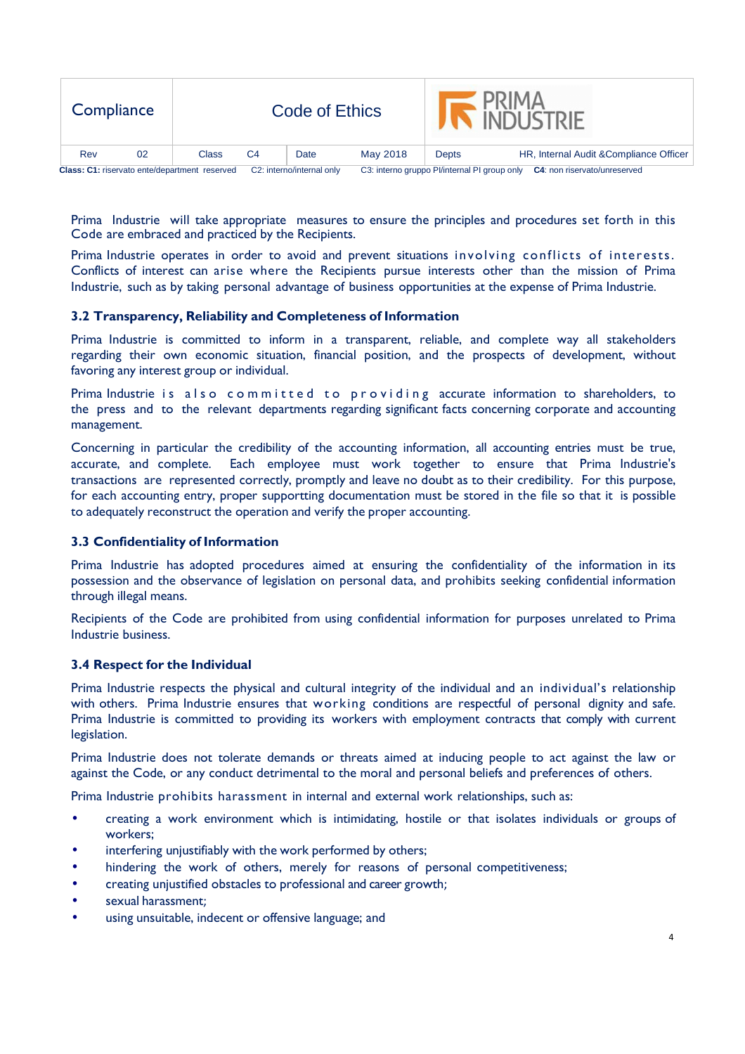Prima Industrie will take appropriate measures to ensure the principles and procedures set forth in this Code are embraced and practiced by the Recipients.

Prima Industrie operates in order to avoid and prevent situations involving conflicts of interests. Conflicts of interest can arise where the Recipients pursue interests other than the mission of Prima Industrie, such as by taking personal advantage of business opportunities at the expense of Prima Industrie.

### 3.2 Transparency, Reliability and Completeness of Information

Prima Industrie is committed to inform in a transparent, reliable, and complete way all stakeholders regarding their own economic situation, financial position, and the prospects of development, without favoring any interest group or individual.

Prima Industrie is also committed to providing accurate information to shareholders, to the press and to the relevant departments regarding significant facts concerning corporate and accounting management.

Concerning in particular the credibility of the accounting information, all accounting entries must be true, accurate, and complete. Each employee must work together to ensure that Prima Industrie's transactions are represented correctly, promptly and leave no doubt as to their credibility. For this purpose, for each accounting entry, proper supportting documentation must be stored in the file so that it is possible to adequately reconstruct the operation and verify the proper accounting.

### 3.3 Confidentiality of Information

Prima Industrie has adopted procedures aimed at ensuring the confidentiality of the information in its possession and the observance of legislation on personal data, and prohibits seeking confidential information through illegal means.

Recipients of the Code are prohibited from using confidential information for purposes unrelated to Prima Industrie business.

### 3.4 Respect for the Individual

Prima Industrie respects the physical and cultural integrity of the individual and an individual's relationship with others. Prima Industrie ensures that working conditions are respectful of personal dignity and safe. Prima Industrie is committed to providing its workers with employment contracts that comply with current legislation.

Prima Industrie does not tolerate demands or threats aimed at inducing people to act against the law or against the Code, or any conduct detrimental to the moral and personal beliefs and preferences of others.

Prima Industrie prohibits harassment in internal and external work relationships, such as:

- creating a work environment which is intimidating, hostile or that isolates individuals or groups of workers;
- interfering unjustifiably with the work performed by others;
- hindering the work of others, merely for reasons of personal competitiveness;
- creating unjustified obstacles to professional and career growth;
- sexual harassment;
- using unsuitable, indecent or offensive language; and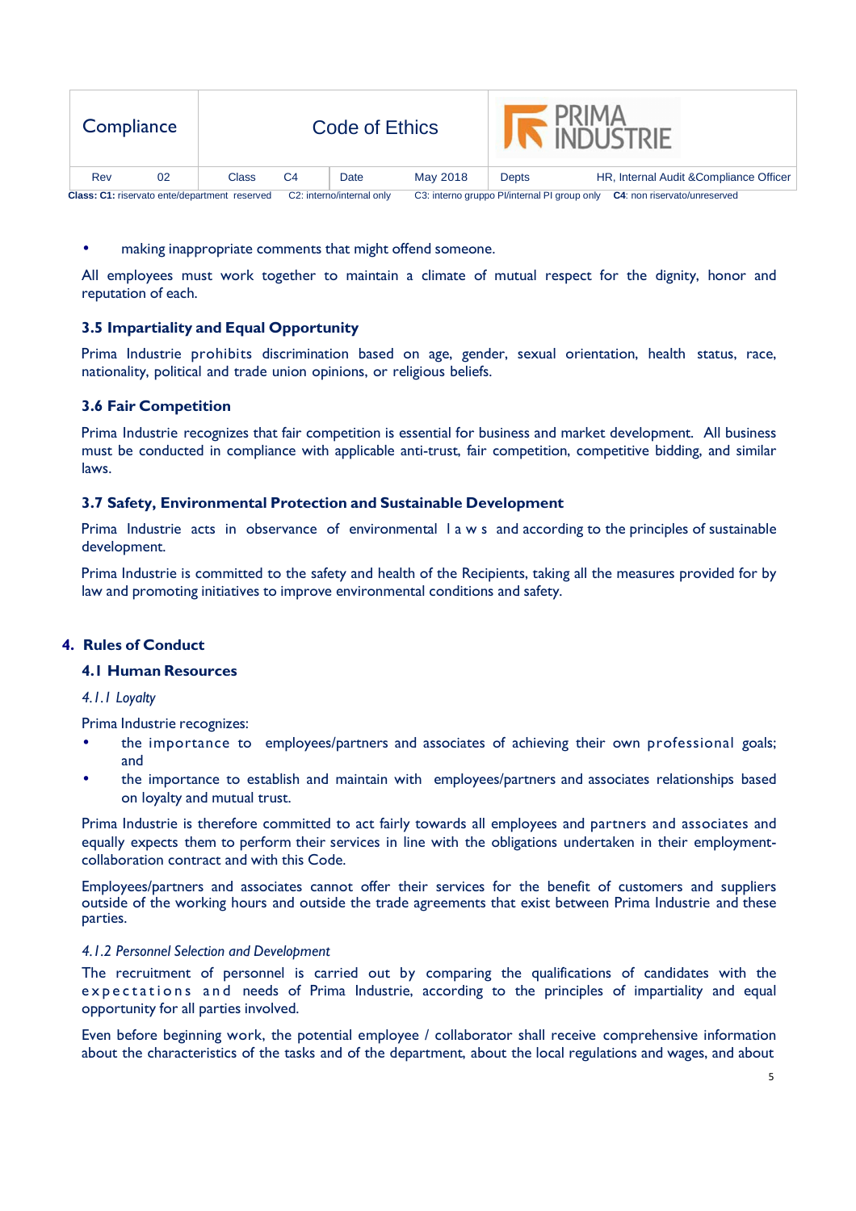- making inappropriate comments that might offend someone.

All employees must work together to maintain a climate of mutual respect for the dignity, honor and reputation of each.

### 3.5 Impartiality and Equal Opportunity

Prima Industrie prohibits discrimination based on age, gender, sexual orientation, health status, race, nationality, political and trade union opinions, or religious beliefs.

### 3.6 Fair Competition

Prima Industrie recognizes that fair competition is essential for business and market development. All business must be conducted in compliance with applicable anti-trust, fair competition, competitive bidding, and similar laws.

### 3.7 Safety, Environmental Protection and Sustainable Development

Prima Industrie acts in observance of environmental laws and according to the principles of sustainable development.

Prima Industrie is committed to the safety and health of the Recipients, taking all the measures provided for by law and promoting initiatives to improve environmental conditions and safety.

## 4. Rules of Conduct

### 4.1 Human Resources

*4.1.1 Loyalty*

Prima Industrie recognizes:

- the importance to employees/partners and associates of achieving their own professional goals; and
- the importance to establish and maintain with employees/partners and associates relationships based on loyalty and mutual trust.

Prima Industrie is therefore committed to act fairly towards all employees and partners and associates and equally expects them to perform their services in line with the obligations undertaken in their employment-collaboration contract and with this Code.

Employees/partners and associates cannot offer their services for the benefit of customers and suppliers outside of the working hours and outside the trade agreements that exist between Prima Industrie and these parties.

*4.1.2 Personnel Selection and Development*

The recruitment of personnel is carried out by comparing the qualifications of candidates with the expectations and needs of Prima Industrie, according to the principles of impartiality and equal opportunity for all parties involved.

Even before beginning work, the potential employee / collaborator shall receive comprehensive information about the characteristics of the tasks and of the department, about the local regulations and wages, and about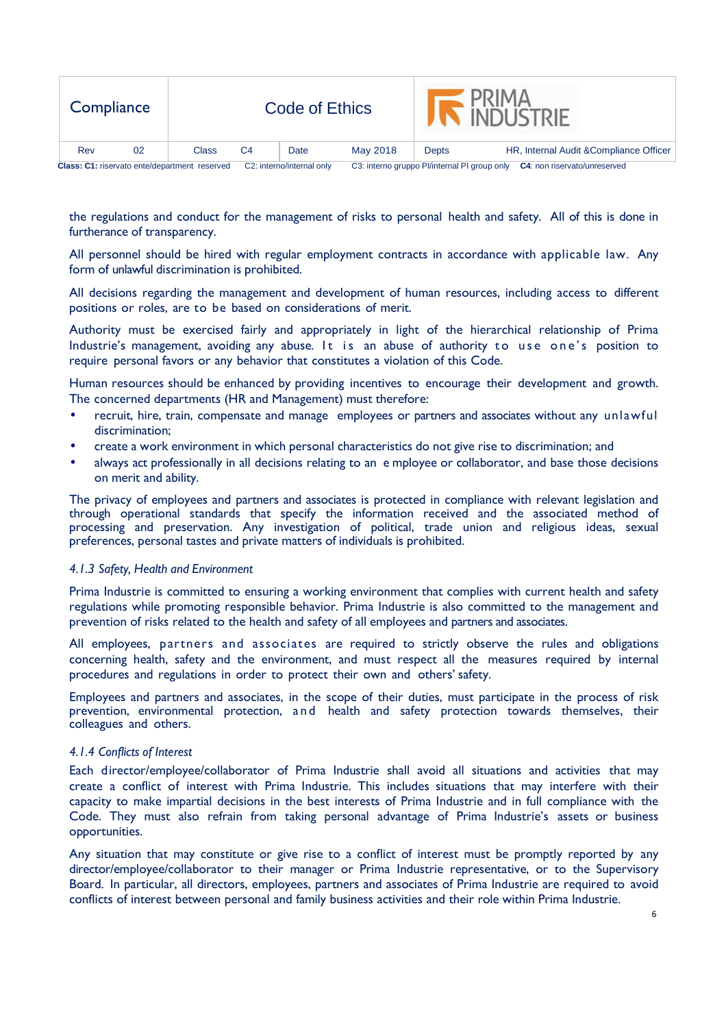the regulations and conduct for the management of risks to personal health and safety. All of this is done in furtherance of transparency.

All personnel should be hired with regular employment contracts in accordance with applicable law. Any form of unlawful discrimination is prohibited.

All decisions regarding the management and development of human resources, including access to different positions or roles, are to be based on considerations of merit.

Authority must be exercised fairly and appropriately in light of the hierarchical relationship of Prima Industrie's management, avoiding any abuse. It is an abuse of authority to use one's position to require personal favors or any behavior that constitutes a violation of this Code.

Human resources should be enhanced by providing incentives to encourage their development and growth. The concerned departments (HR and Management) must therefore:

- recruit, hire, train, compensate and manage employees or partners and associates without any unlawful discrimination;
- create a work environment in which personal characteristics do not give rise to discrimination; and
- always act professionally in all decisions relating to an employee or collaborator, and base those decisions on merit and ability.

The privacy of employees and partners and associates is protected in compliance with relevant legislation and through operational standards that specify the information received and the associated method of processing and preservation. Any investigation of political, trade union and religious ideas, sexual preferences, personal tastes and private matters of individuals is prohibited.

### *4.1.3 Safety, Health and Environment*

Prima Industrie is committed to ensuring a working environment that complies with current health and safety regulations while promoting responsible behavior. Prima Industrie is also committed to the management and prevention of risks related to the health and safety of all employees and partners and associates.

All employees, partners and associates are required to strictly observe the rules and obligations concerning health, safety and the environment, and must respect all the measures required by internal procedures and regulations in order to protect their own and others' safety.

Employees and partners and associates, in the scope of their duties, must participate in the process of risk prevention, environmental protection, and health and safety protection towards themselves, their colleagues and others.

### *4.1.4 Conflicts of Interest*

Each director/employee/collaborator of Prima Industrie shall avoid all situations and activities that may create a conflict of interest with Prima Industrie. This includes situations that may interfere with their capacity to make impartial decisions in the best interests of Prima Industrie and in full compliance with the Code. They must also refrain from taking personal advantage of Prima Industrie's assets or business opportunities.

Any situation that may constitute or give rise to a conflict of interest must be promptly reported by any director/employee/collaborator to their manager or Prima Industrie representative, or to the Supervisory Board. In particular, all directors, employees, partners and associates of Prima Industrie are required to avoid conflicts of interest between personal and family business activities and their role within Prima Industrie.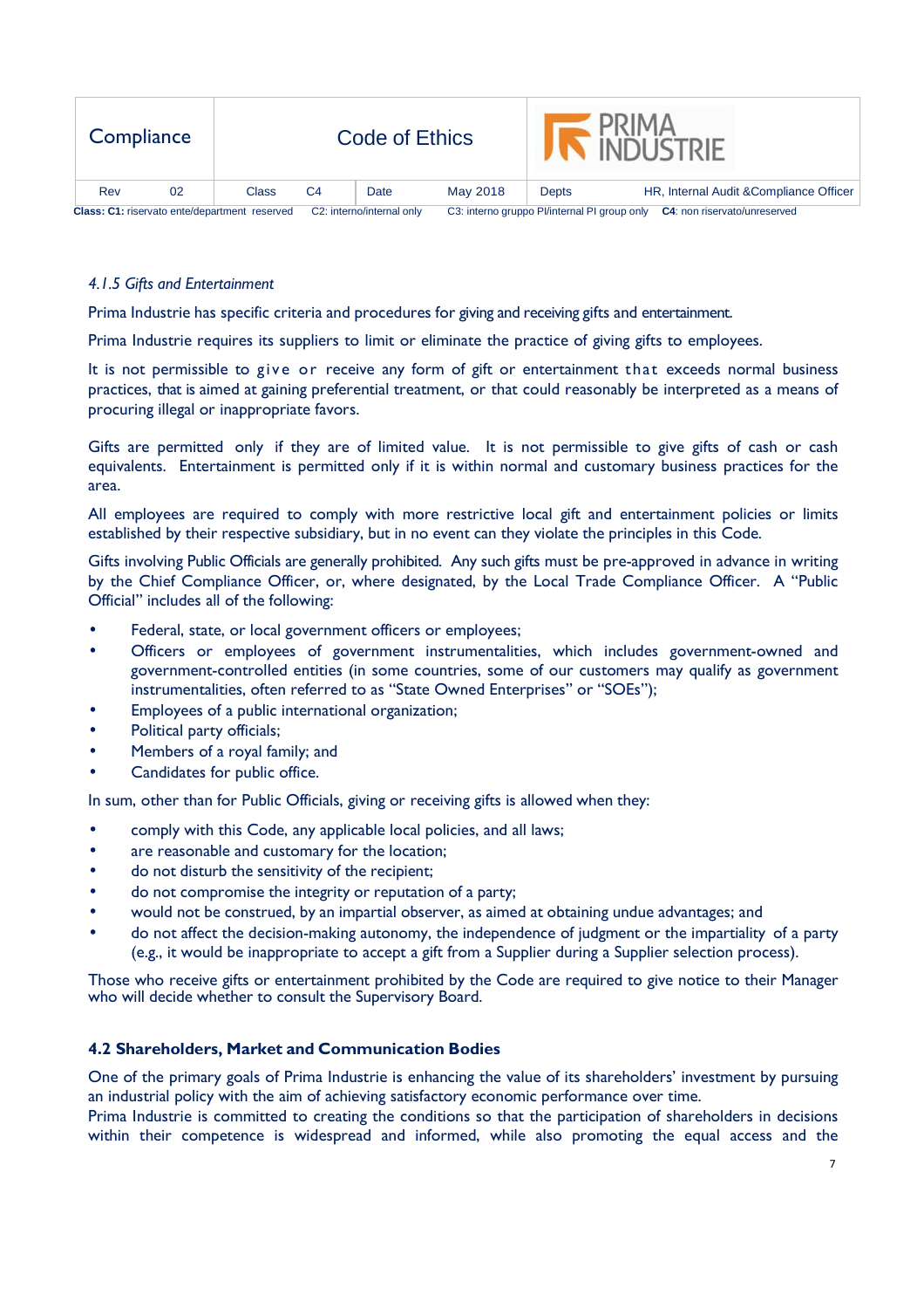#### *4.1.5 Gifts and Entertainment*

Prima Industrie has specific criteria and procedures for giving and receiving gifts and entertainment.

Prima Industrie requires its suppliers to limit or eliminate the practice of giving gifts to employees.

It is not permissible to give or receive any form of gift or entertainment that exceeds normal business practices, that is aimed at gaining preferential treatment, or that could reasonably be interpreted as a means of procuring illegal or inappropriate favors.

Gifts are permitted only if they are of limited value. It is not permissible to give gifts of cash or cash equivalents. Entertainment is permitted only if it is within normal and customary business practices for the area.

All employees are required to comply with more restrictive local gift and entertainment policies or limits established by their respective subsidiary, but in no event can they violate the principles in this Code.

Gifts involving Public Officials are generally prohibited. Any such gifts must be pre-approved in advance in writing by the Chief Compliance Officer, or, where designated, by the Local Trade Compliance Officer. A "Public Official" includes all of the following:

- Federal, state, or local government officers or employees;
- Officers or employees of government instrumentalities, which includes government-owned and government-controlled entities (in some countries, some of our customers may qualify as government instrumentalities, often referred to as "State Owned Enterprises" or "SOEs");
- Employees of a public international organization;
- Political party officials;
- Members of a royal family; and
- Candidates for public office.

In sum, other than for Public Officials, giving or receiving gifts is allowed when they:

- comply with this Code, any applicable local policies, and all laws;
- are reasonable and customary for the location;
- do not disturb the sensitivity of the recipient;
- do not compromise the integrity or reputation of a party;
- would not be construed, by an impartial observer, as aimed at obtaining undue advantages; and
- do not affect the decision-making autonomy, the independence of judgment or the impartiality of a party (e.g., it would be inappropriate to accept a gift from a Supplier during a Supplier selection process).

Those who receive gifts or entertainment prohibited by the Code are required to give notice to their Manager who will decide whether to consult the Supervisory Board.

### 4.2 Shareholders, Market and Communication Bodies

One of the primary goals of Prima Industrie is enhancing the value of its shareholders' investment by pursuing an industrial policy with the aim of achieving satisfactory economic performance over time.
Prima Industrie is committed to creating the conditions so that the participation of shareholders in decisions within their competence is widespread and informed, while also promoting the equal access and the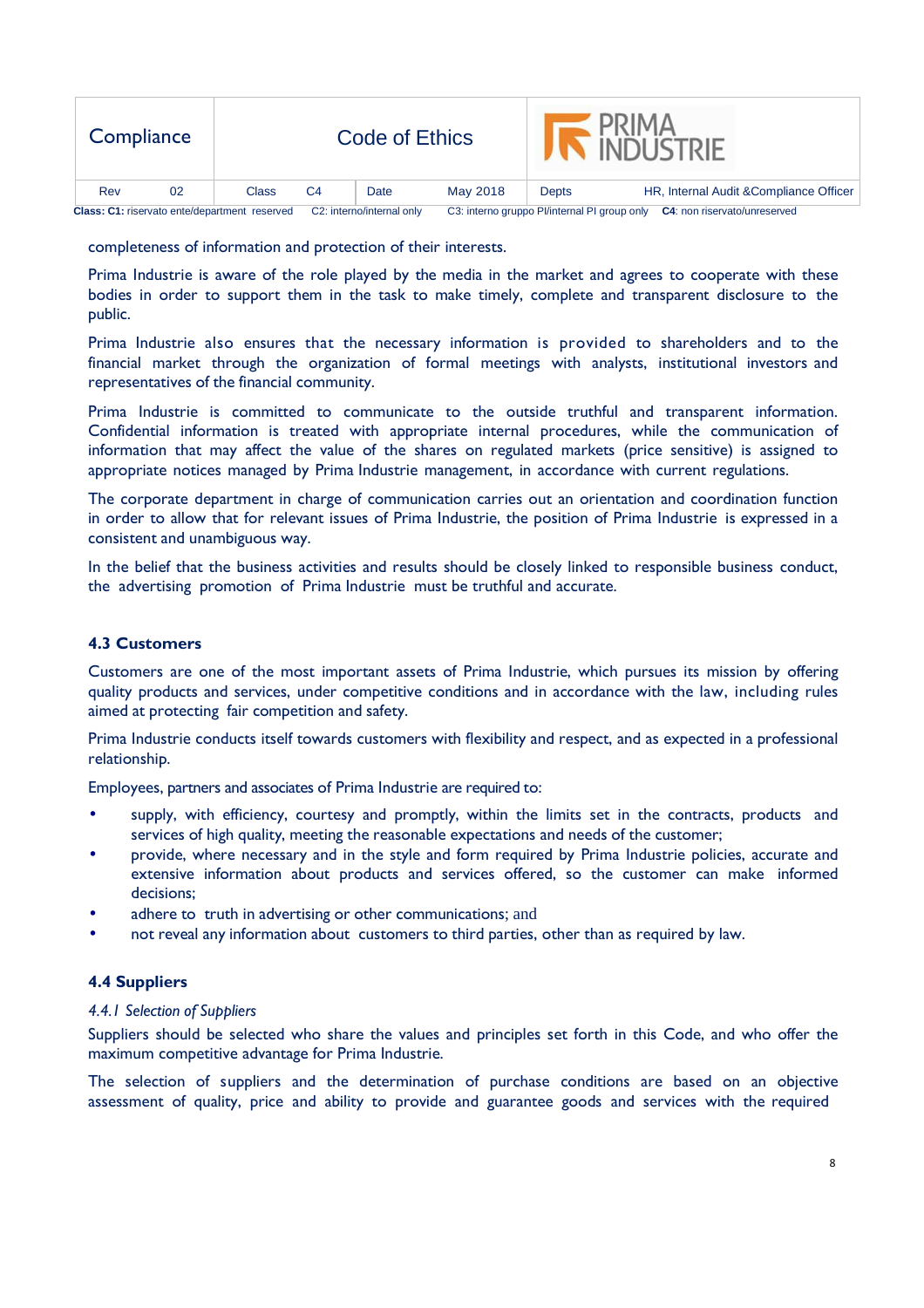completeness of information and protection of their interests.

Prima Industrie is aware of the role played by the media in the market and agrees to cooperate with these bodies in order to support them in the task to make timely, complete and transparent disclosure to the public.

Prima Industrie also ensures that the necessary information is provided to shareholders and to the financial market through the organization of formal meetings with analysts, institutional investors and representatives of the financial community.

Prima Industrie is committed to communicate to the outside truthful and transparent information. Confidential information is treated with appropriate internal procedures, while the communication of information that may affect the value of the shares on regulated markets (price sensitive) is assigned to appropriate notices managed by Prima Industrie management, in accordance with current regulations.

The corporate department in charge of communication carries out an orientation and coordination function in order to allow that for relevant issues of Prima Industrie, the position of Prima Industrie is expressed in a consistent and unambiguous way.

In the belief that the business activities and results should be closely linked to responsible business conduct, the advertising promotion of Prima Industrie must be truthful and accurate.

### 4.3 Customers

Customers are one of the most important assets of Prima Industrie, which pursues its mission by offering quality products and services, under competitive conditions and in accordance with the law, including rules aimed at protecting fair competition and safety.

Prima Industrie conducts itself towards customers with flexibility and respect, and as expected in a professional relationship.

Employees, partners and associates of Prima Industrie are required to:

- supply, with efficiency, courtesy and promptly, within the limits set in the contracts, products and services of high quality, meeting the reasonable expectations and needs of the customer;
- provide, where necessary and in the style and form required by Prima Industrie policies, accurate and extensive information about products and services offered, so the customer can make informed decisions;
- adhere to truth in advertising or other communications; and
- not reveal any information about customers to third parties, other than as required by law.

### 4.4 Suppliers

*4.4.1 Selection of Suppliers*

Suppliers should be selected who share the values and principles set forth in this Code, and who offer the maximum competitive advantage for Prima Industrie.

The selection of suppliers and the determination of purchase conditions are based on an objective assessment of quality, price and ability to provide and guarantee goods and services with the required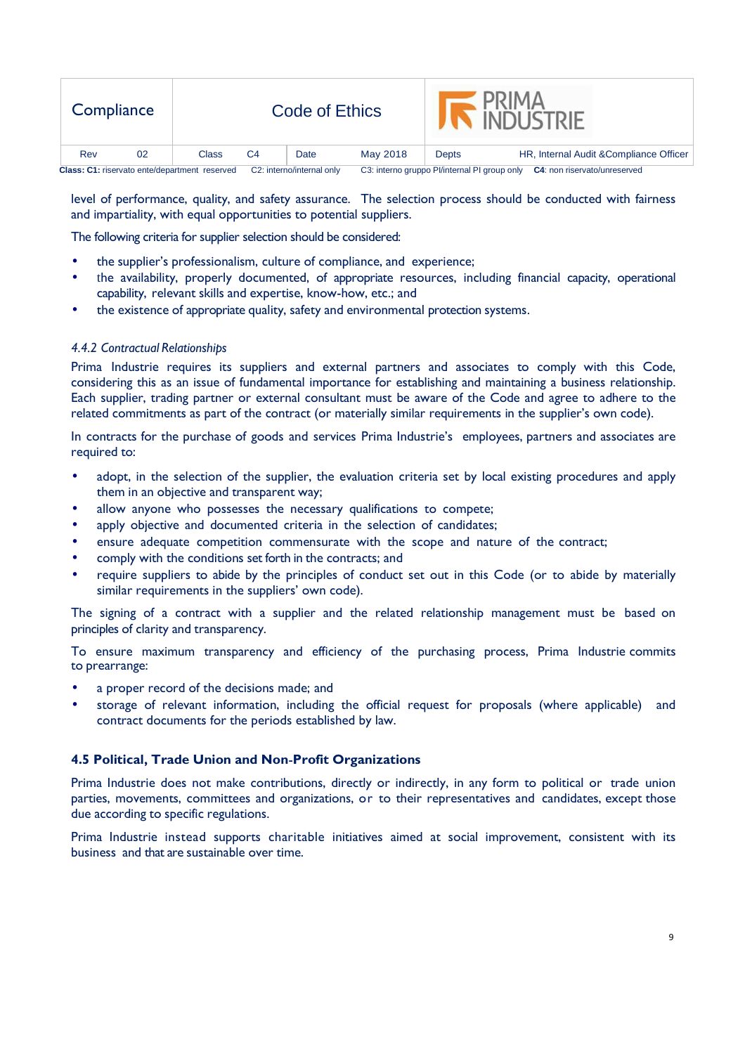level of performance, quality, and safety assurance. The selection process should be conducted with fairness and impartiality, with equal opportunities to potential suppliers.

The following criteria for supplier selection should be considered:

- the supplier's professionalism, culture of compliance, and experience;
- the availability, properly documented, of appropriate resources, including financial capacity, operational capability, relevant skills and expertise, know-how, etc.; and
- the existence of appropriate quality, safety and environmental protection systems.

#### *4.4.2 Contractual Relationships*

Prima Industrie requires its suppliers and external partners and associates to comply with this Code, considering this as an issue of fundamental importance for establishing and maintaining a business relationship. Each supplier, trading partner or external consultant must be aware of the Code and agree to adhere to the related commitments as part of the contract (or materially similar requirements in the supplier's own code).

In contracts for the purchase of goods and services Prima Industrie's employees, partners and associates are required to:

- adopt, in the selection of the supplier, the evaluation criteria set by local existing procedures and apply them in an objective and transparent way;
- allow anyone who possesses the necessary qualifications to compete;
- apply objective and documented criteria in the selection of candidates;
- ensure adequate competition commensurate with the scope and nature of the contract;
- comply with the conditions set forth in the contracts; and
- require suppliers to abide by the principles of conduct set out in this Code (or to abide by materially similar requirements in the suppliers' own code).

The signing of a contract with a supplier and the related relationship management must be based on principles of clarity and transparency.

To ensure maximum transparency and efficiency of the purchasing process, Prima Industrie commits to prearrange:

- a proper record of the decisions made; and
- storage of relevant information, including the official request for proposals (where applicable) and contract documents for the periods established by law.

### 4.5 Political, Trade Union and Non-Profit Organizations

Prima Industrie does not make contributions, directly or indirectly, in any form to political or trade union parties, movements, committees and organizations, or to their representatives and candidates, except those due according to specific regulations.

Prima Industrie instead supports charitable initiatives aimed at social improvement, consistent with its business and that are sustainable over time.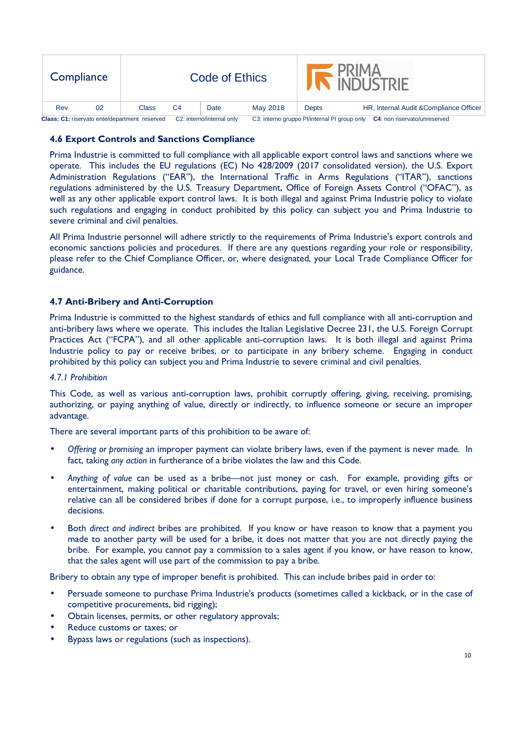### 4.6 Export Controls and Sanctions Compliance

Prima Industrie is committed to full compliance with all applicable export control laws and sanctions where we operate. This includes the EU regulations (EC) No 428/2009 (2017 consolidated version), the U.S. Export Administration Regulations ("EAR"), the International Traffic in Arms Regulations ("ITAR"), sanctions regulations administered by the U.S. Treasury Department, Office of Foreign Assets Control ("OFAC"), as well as any other applicable export control laws. It is both illegal and against Prima Industrie policy to violate such regulations and engaging in conduct prohibited by this policy can subject you and Prima Industrie to severe criminal and civil penalties.

All Prima Industrie personnel will adhere strictly to the requirements of Prima Industrie's export controls and economic sanctions policies and procedures. If there are any questions regarding your role or responsibility, please refer to the Chief Compliance Officer, or, where designated, your Local Trade Compliance Officer for guidance.

### 4.7 Anti-Bribery and Anti-Corruption

Prima Industrie is committed to the highest standards of ethics and full compliance with all anti-corruption and anti-bribery laws where we operate. This includes the Italian Legislative Decree 231, the U.S. Foreign Corrupt Practices Act ("FCPA"), and all other applicable anti-corruption laws. It is both illegal and against Prima Industrie policy to pay or receive bribes, or to participate in any bribery scheme. Engaging in conduct prohibited by this policy can subject you and Prima Industrie to severe criminal and civil penalties.

*4.7.1 Prohibition*

This Code, as well as various anti-corruption laws, prohibit corruptly offering, giving, receiving, promising, authorizing, or paying anything of value, directly or indirectly, to influence someone or secure an improper advantage.

There are several important parts of this prohibition to be aware of:

- *Offering or promising* an improper payment can violate bribery laws, even if the payment is never made. In fact, taking *any action* in furtherance of a bribe violates the law and this Code.
- *Anything of value* can be used as a bribe—not just money or cash. For example, providing gifts or entertainment, making political or charitable contributions, paying for travel, or even hiring someone's relative can all be considered bribes if done for a corrupt purpose, i.e., to improperly influence business decisions.
- Both *direct and indirect* bribes are prohibited. If you know or have reason to know that a payment you made to another party will be used for a bribe, it does not matter that you are not directly paying the bribe. For example, you cannot pay a commission to a sales agent if you know, or have reason to know, that the sales agent will use part of the commission to pay a bribe.

Bribery to obtain any type of improper benefit is prohibited. This can include bribes paid in order to:

- Persuade someone to purchase Prima Industrie's products (sometimes called a kickback, or in the case of competitive procurements, bid rigging);
- Obtain licenses, permits, or other regulatory approvals;
- Reduce customs or taxes; or
- Bypass laws or regulations (such as inspections).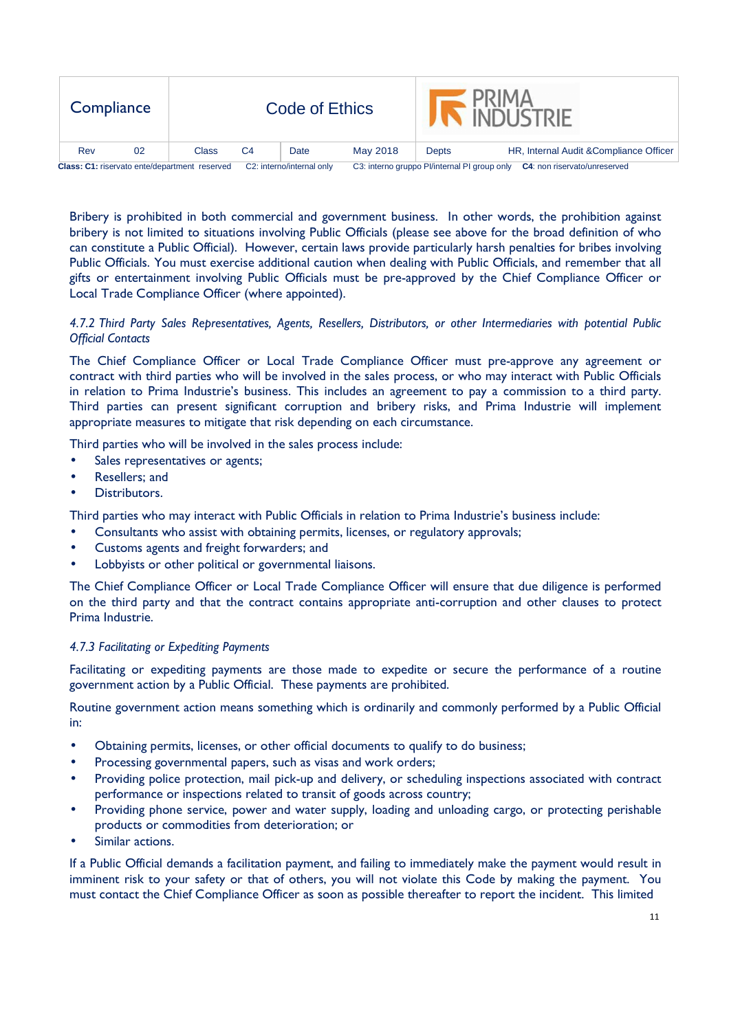Bribery is prohibited in both commercial and government business. In other words, the prohibition against bribery is not limited to situations involving Public Officials (please see above for the broad definition of who can constitute a Public Official). However, certain laws provide particularly harsh penalties for bribes involving Public Officials. You must exercise additional caution when dealing with Public Officials, and remember that all gifts or entertainment involving Public Officials must be pre-approved by the Chief Compliance Officer or Local Trade Compliance Officer (where appointed).

#### *4.7.2 Third Party Sales Representatives, Agents, Resellers, Distributors, or other Intermediaries with potential Public Official Contacts*

The Chief Compliance Officer or Local Trade Compliance Officer must pre-approve any agreement or contract with third parties who will be involved in the sales process, or who may interact with Public Officials in relation to Prima Industrie's business. This includes an agreement to pay a commission to a third party. Third parties can present significant corruption and bribery risks, and Prima Industrie will implement appropriate measures to mitigate that risk depending on each circumstance.

Third parties who will be involved in the sales process include:

- Sales representatives or agents;
- Resellers; and
- Distributors.

Third parties who may interact with Public Officials in relation to Prima Industrie's business include:

- Consultants who assist with obtaining permits, licenses, or regulatory approvals;
- Customs agents and freight forwarders; and
- Lobbyists or other political or governmental liaisons.

The Chief Compliance Officer or Local Trade Compliance Officer will ensure that due diligence is performed on the third party and that the contract contains appropriate anti-corruption and other clauses to protect Prima Industrie.

#### *4.7.3 Facilitating or Expediting Payments*

Facilitating or expediting payments are those made to expedite or secure the performance of a routine government action by a Public Official. These payments are prohibited.

Routine government action means something which is ordinarily and commonly performed by a Public Official in:

- Obtaining permits, licenses, or other official documents to qualify to do business;
- Processing governmental papers, such as visas and work orders;
- Providing police protection, mail pick-up and delivery, or scheduling inspections associated with contract performance or inspections related to transit of goods across country;
- Providing phone service, power and water supply, loading and unloading cargo, or protecting perishable products or commodities from deterioration; or
- Similar actions.

If a Public Official demands a facilitation payment, and failing to immediately make the payment would result in imminent risk to your safety or that of others, you will not violate this Code by making the payment. You must contact the Chief Compliance Officer as soon as possible thereafter to report the incident. This limited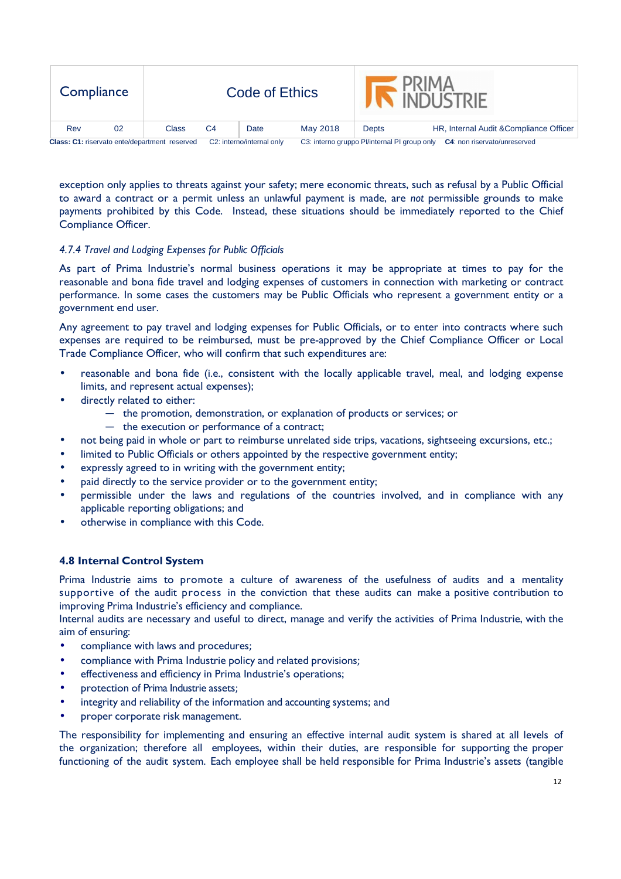exception only applies to threats against your safety; mere economic threats, such as refusal by a Public Official to award a contract or a permit unless an unlawful payment is made, are *not* permissible grounds to make payments prohibited by this Code. Instead, these situations should be immediately reported to the Chief Compliance Officer.

#### *4.7.4 Travel and Lodging Expenses for Public Officials*

As part of Prima Industrie's normal business operations it may be appropriate at times to pay for the reasonable and bona fide travel and lodging expenses of customers in connection with marketing or contract performance. In some cases the customers may be Public Officials who represent a government entity or a government end user.

Any agreement to pay travel and lodging expenses for Public Officials, or to enter into contracts where such expenses are required to be reimbursed, must be pre-approved by the Chief Compliance Officer or Local Trade Compliance Officer, who will confirm that such expenditures are:

- reasonable and bona fide (i.e., consistent with the locally applicable travel, meal, and lodging expense limits, and represent actual expenses);
- directly related to either:
  - the promotion, demonstration, or explanation of products or services; or
  - the execution or performance of a contract;
- not being paid in whole or part to reimburse unrelated side trips, vacations, sightseeing excursions, etc.;
- limited to Public Officials or others appointed by the respective government entity;
- expressly agreed to in writing with the government entity;
- paid directly to the service provider or to the government entity;
- permissible under the laws and regulations of the countries involved, and in compliance with any applicable reporting obligations; and
- otherwise in compliance with this Code.

### 4.8 Internal Control System

Prima Industrie aims to promote a culture of awareness of the usefulness of audits and a mentality supportive of the audit process in the conviction that these audits can make a positive contribution to improving Prima Industrie's efficiency and compliance.
Internal audits are necessary and useful to direct, manage and verify the activities of Prima Industrie, with the aim of ensuring:

- compliance with laws and procedures;
- compliance with Prima Industrie policy and related provisions;
- effectiveness and efficiency in Prima Industrie's operations;
- protection of Prima Industrie assets;
- integrity and reliability of the information and accounting systems; and
- proper corporate risk management.

The responsibility for implementing and ensuring an effective internal audit system is shared at all levels of the organization; therefore all employees, within their duties, are responsible for supporting the proper functioning of the audit system. Each employee shall be held responsible for Prima Industrie's assets (tangible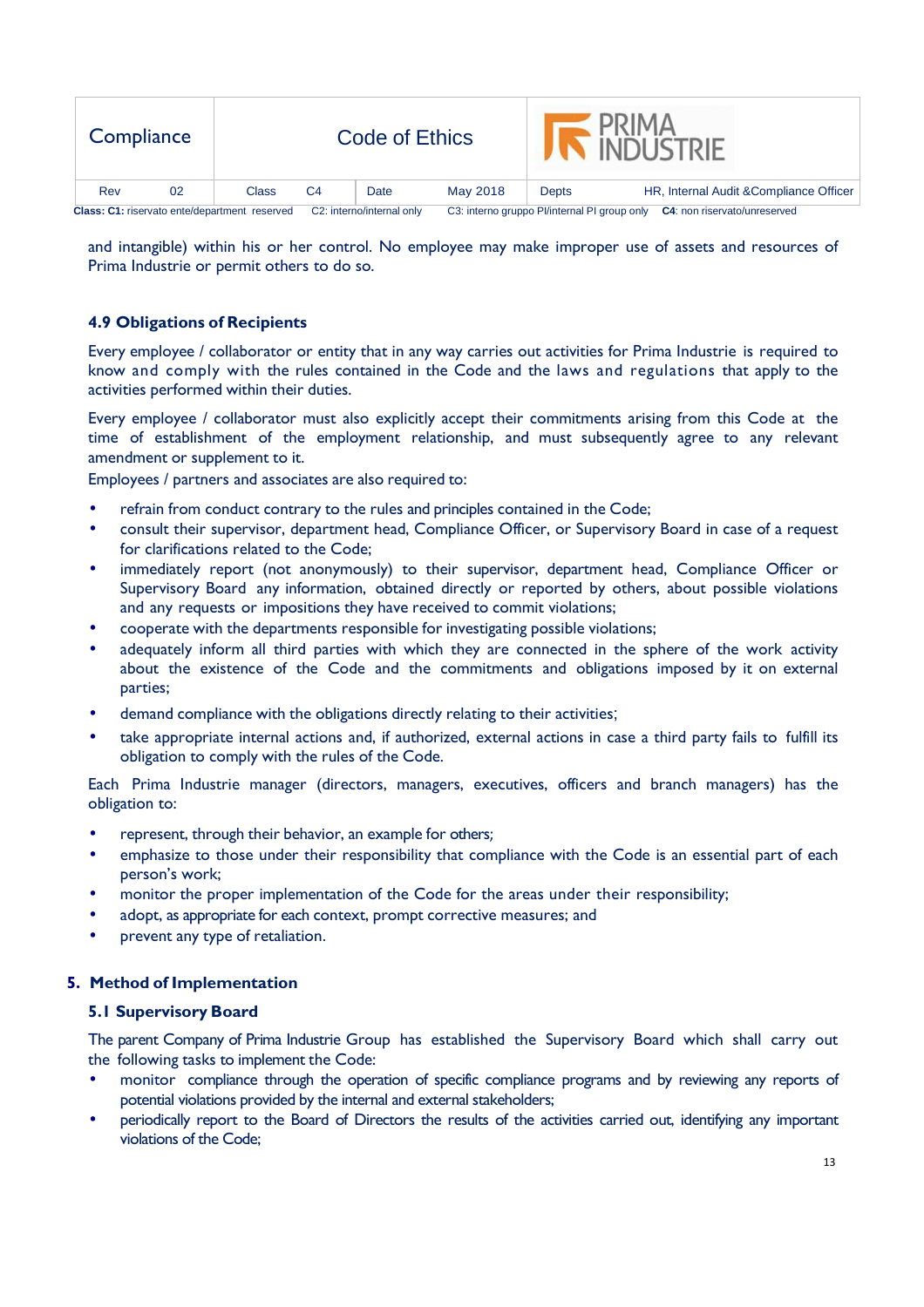and intangible) within his or her control. No employee may make improper use of assets and resources of Prima Industrie or permit others to do so.

### 4.9 Obligations of Recipients

Every employee / collaborator or entity that in any way carries out activities for Prima Industrie is required to know and comply with the rules contained in the Code and the laws and regulations that apply to the activities performed within their duties.

Every employee / collaborator must also explicitly accept their commitments arising from this Code at the time of establishment of the employment relationship, and must subsequently agree to any relevant amendment or supplement to it.

Employees / partners and associates are also required to:

- refrain from conduct contrary to the rules and principles contained in the Code;
- consult their supervisor, department head, Compliance Officer, or Supervisory Board in case of a request for clarifications related to the Code;
- immediately report (not anonymously) to their supervisor, department head, Compliance Officer or Supervisory Board any information, obtained directly or reported by others, about possible violations and any requests or impositions they have received to commit violations;
- cooperate with the departments responsible for investigating possible violations;
- adequately inform all third parties with which they are connected in the sphere of the work activity about the existence of the Code and the commitments and obligations imposed by it on external parties;
- demand compliance with the obligations directly relating to their activities;
- take appropriate internal actions and, if authorized, external actions in case a third party fails to fulfill its obligation to comply with the rules of the Code.

Each Prima Industrie manager (directors, managers, executives, officers and branch managers) has the obligation to:

- represent, through their behavior, an example for others;
- emphasize to those under their responsibility that compliance with the Code is an essential part of each person's work;
- monitor the proper implementation of the Code for the areas under their responsibility;
- adopt, as appropriate for each context, prompt corrective measures; and
- prevent any type of retaliation.

## 5. Method of Implementation

### 5.1 Supervisory Board

The parent Company of Prima Industrie Group has established the Supervisory Board which shall carry out the following tasks to implement the Code:

- monitor compliance through the operation of specific compliance programs and by reviewing any reports of potential violations provided by the internal and external stakeholders;
- periodically report to the Board of Directors the results of the activities carried out, identifying any important violations of the Code;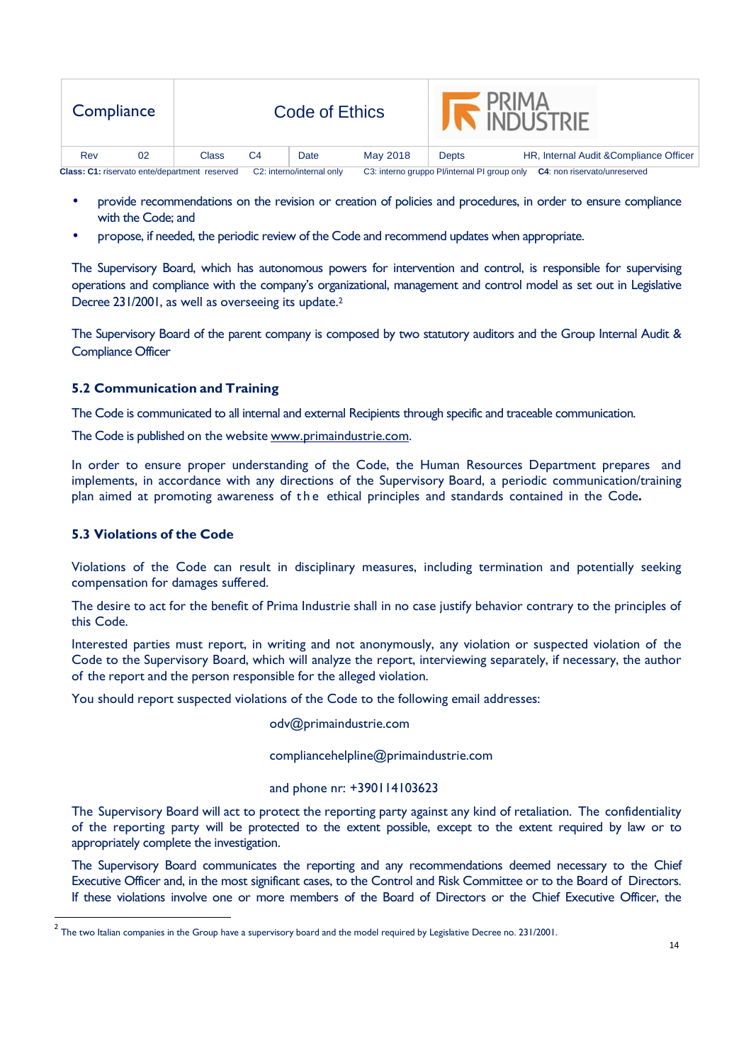- provide recommendations on the revision or creation of policies and procedures, in order to ensure compliance with the Code; and
- propose, if needed, the periodic review of the Code and recommend updates when appropriate.

The Supervisory Board, which has autonomous powers for intervention and control, is responsible for supervising operations and compliance with the company's organizational, management and control model as set out in Legislative Decree 231/2001, as well as overseeing its update.[2]

The Supervisory Board of the parent company is composed by two statutory auditors and the Group Internal Audit & Compliance Officer

### 5.2 Communication and Training

The Code is communicated to all internal and external Recipients through specific and traceable communication.

The Code is published on the website www.primaindustrie.com.

In order to ensure proper understanding of the Code, the Human Resources Department prepares and implements, in accordance with any directions of the Supervisory Board, a periodic communication/training plan aimed at promoting awareness of the ethical principles and standards contained in the Code.

### 5.3 Violations of the Code

Violations of the Code can result in disciplinary measures, including termination and potentially seeking compensation for damages suffered.

The desire to act for the benefit of Prima Industrie shall in no case justify behavior contrary to the principles of this Code.

Interested parties must report, in writing and not anonymously, any violation or suspected violation of the Code to the Supervisory Board, which will analyze the report, interviewing separately, if necessary, the author of the report and the person responsible for the alleged violation.

You should report suspected violations of the Code to the following email addresses:

odv@primaindustrie.com

compliancehelpline@primaindustrie.com

and phone nr: +390114103623

The Supervisory Board will act to protect the reporting party against any kind of retaliation. The confidentiality of the reporting party will be protected to the extent possible, except to the extent required by law or to appropriately complete the investigation.

The Supervisory Board communicates the reporting and any recommendations deemed necessary to the Chief Executive Officer and, in the most significant cases, to the Control and Risk Committee or to the Board of Directors. If these violations involve one or more members of the Board of Directors or the Chief Executive Officer, the

---

[2] The two Italian companies in the Group have a supervisory board and the model required by Legislative Decree no. 231/2001.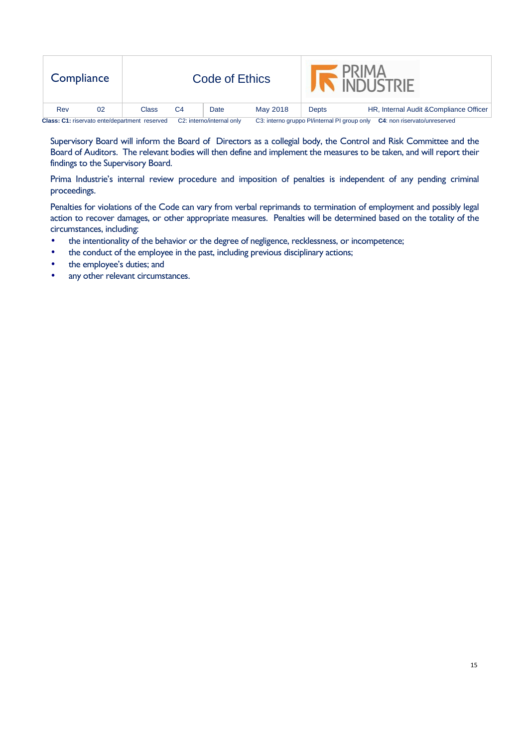Supervisory Board will inform the Board of Directors as a collegial body, the Control and Risk Committee and the Board of Auditors. The relevant bodies will then define and implement the measures to be taken, and will report their findings to the Supervisory Board.

Prima Industrie's internal review procedure and imposition of penalties is independent of any pending criminal proceedings.

Penalties for violations of the Code can vary from verbal reprimands to termination of employment and possibly legal action to recover damages, or other appropriate measures. Penalties will be determined based on the totality of the circumstances, including:

- the intentionality of the behavior or the degree of negligence, recklessness, or incompetence;
- the conduct of the employee in the past, including previous disciplinary actions;
- the employee's duties; and
- any other relevant circumstances.